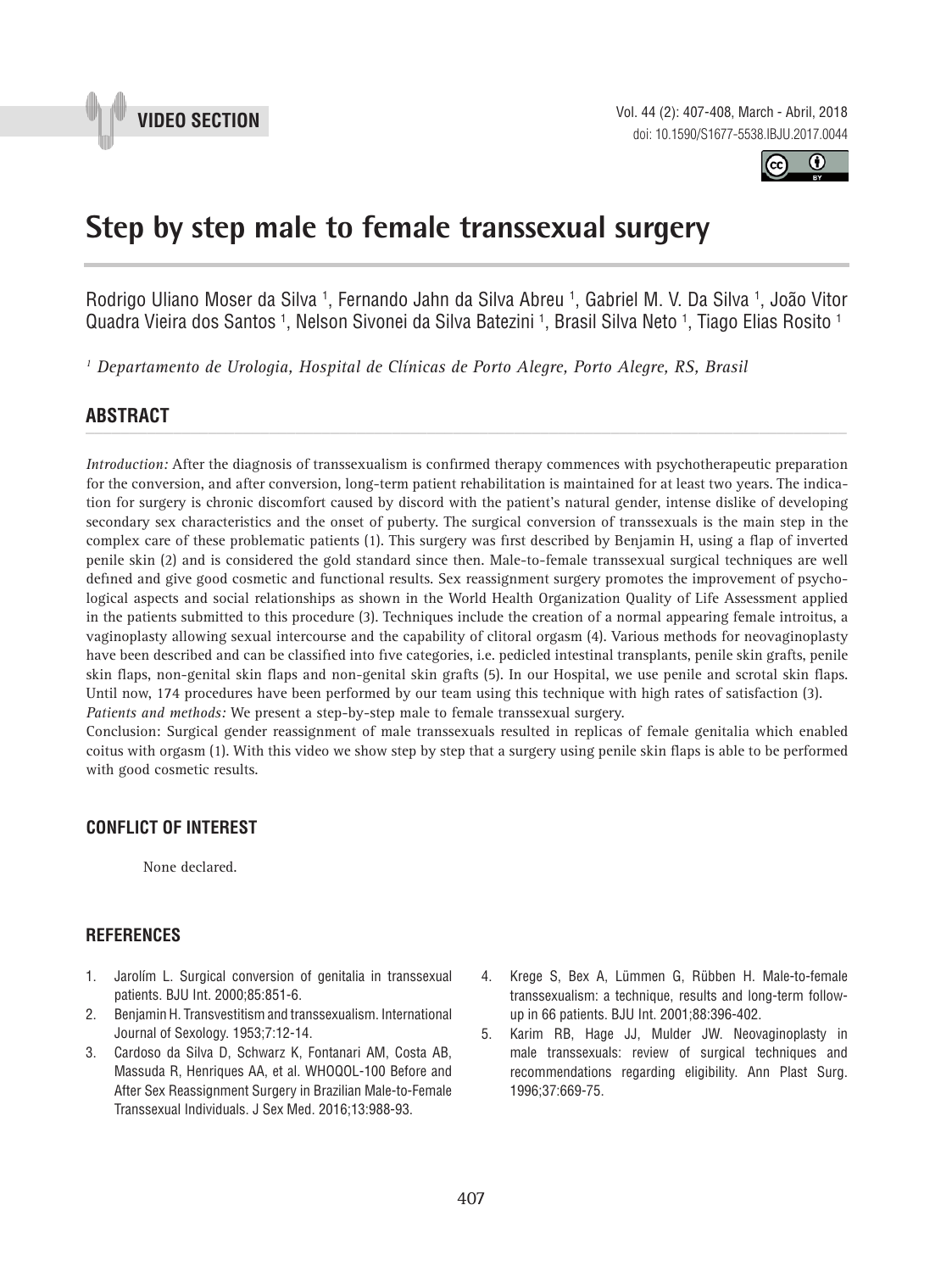VIDEO SECTION

# Step by step male to female transsexual surgery

Rodrigo Uliano Moser da Silva [1], Fernando Jahn da Silva Abreu [1], Gabriel M. V. Da Silva [1], João Vitor Quadra Vieira dos Santos [1], Nelson Sivonei da Silva Batezini [1], Brasil Silva Neto [1], Tiago Elias Rosito [1]

*[1] Departamento de Urologia, Hospital de Clínicas de Porto Alegre, Porto Alegre, RS, Brasil*

## ABSTRACT

*Introduction:* After the diagnosis of transsexualism is confirmed therapy commences with psychotherapeutic preparation for the conversion, and after conversion, long-term patient rehabilitation is maintained for at least two years. The indication for surgery is chronic discomfort caused by discord with the patient's natural gender, intense dislike of developing secondary sex characteristics and the onset of puberty. The surgical conversion of transsexuals is the main step in the complex care of these problematic patients (1). This surgery was first described by Benjamin H, using a flap of inverted penile skin (2) and is considered the gold standard since then. Male-to-female transsexual surgical techniques are well defined and give good cosmetic and functional results. Sex reassignment surgery promotes the improvement of psychological aspects and social relationships as shown in the World Health Organization Quality of Life Assessment applied in the patients submitted to this procedure (3). Techniques include the creation of a normal appearing female introitus, a vaginoplasty allowing sexual intercourse and the capability of clitoral orgasm (4). Various methods for neovaginoplasty have been described and can be classified into five categories, i.e. pedicled intestinal transplants, penile skin grafts, penile skin flaps, non-genital skin flaps and non-genital skin grafts (5). In our Hospital, we use penile and scrotal skin flaps. Until now, 174 procedures have been performed by our team using this technique with high rates of satisfaction (3).
*Patients and methods:* We present a step-by-step male to female transsexual surgery.
Conclusion: Surgical gender reassignment of male transsexuals resulted in replicas of female genitalia which enabled coitus with orgasm (1). With this video we show step by step that a surgery using penile skin flaps is able to be performed with good cosmetic results.

## CONFLICT OF INTEREST

None declared.

## REFERENCES

1. Jarolím L. Surgical conversion of genitalia in transsexual patients. BJU Int. 2000;85:851-6.
2. Benjamin H. Transvestitism and transsexualism. International Journal of Sexology. 1953;7:12-14.
3. Cardoso da Silva D, Schwarz K, Fontanari AM, Costa AB, Massuda R, Henriques AA, et al. WHOQOL-100 Before and After Sex Reassignment Surgery in Brazilian Male-to-Female Transsexual Individuals. J Sex Med. 2016;13:988-93.
4. Krege S, Bex A, Lümmen G, Rübben H. Male-to-female transsexualism: a technique, results and long-term follow-up in 66 patients. BJU Int. 2001;88:396-402.
5. Karim RB, Hage JJ, Mulder JW. Neovaginoplasty in male transsexuals: review of surgical techniques and recommendations regarding eligibility. Ann Plast Surg. 1996;37:669-75.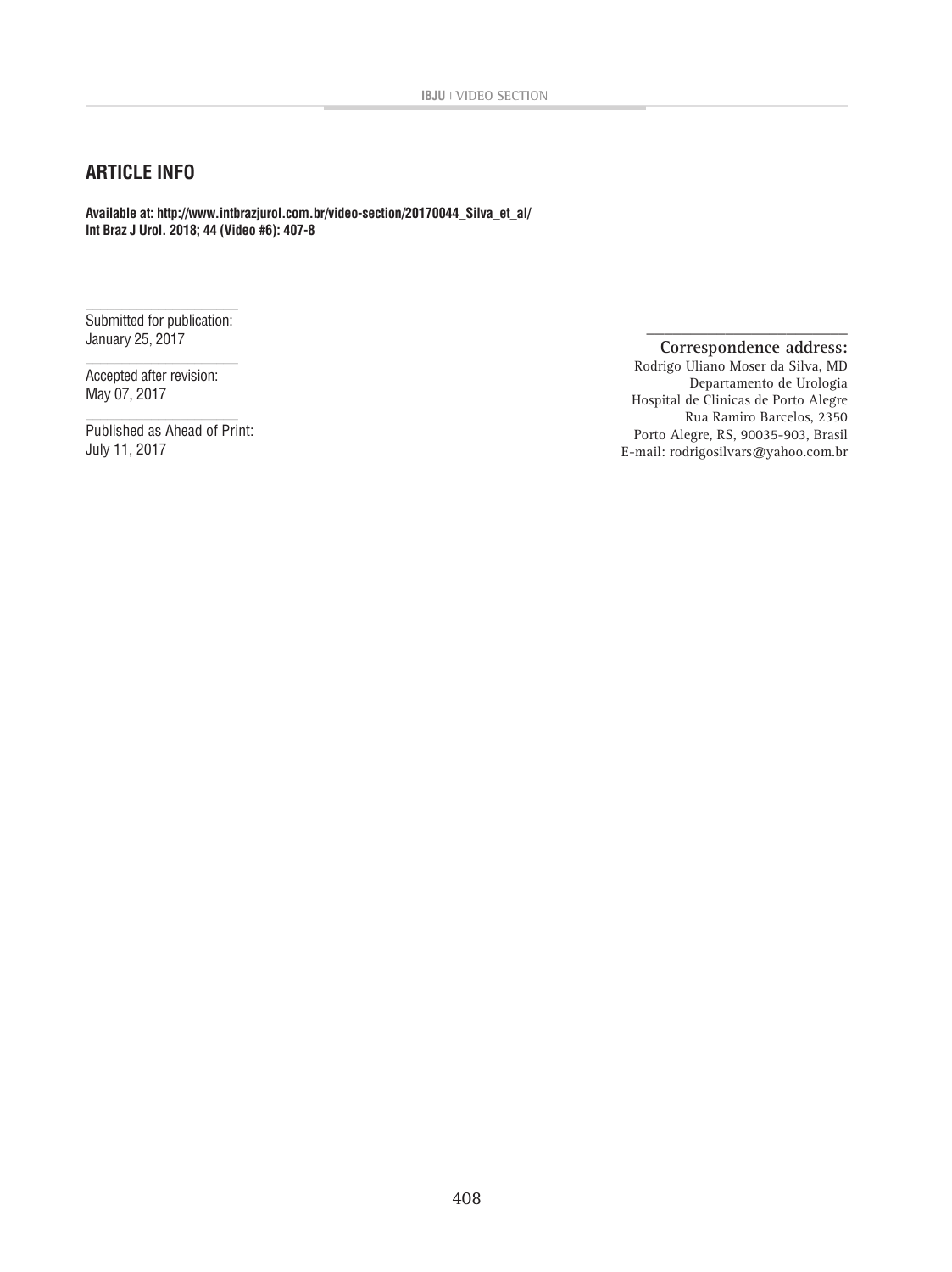## ARTICLE INFO

**Available at: http://www.intbrazjurol.com.br/video-section/20170044_Silva_et_al/**
**Int Braz J Urol. 2018; 44 (Video #6): 407-8**

Submitted for publication:
January 25, 2017

Accepted after revision:
May 07, 2017

Published as Ahead of Print:
July 11, 2017

**Correspondence address:**
Rodrigo Uliano Moser da Silva, MD
Departamento de Urologia
Hospital de Clinicas de Porto Alegre
Rua Ramiro Barcelos, 2350
Porto Alegre, RS, 90035-903, Brasil
E-mail: rodrigosilvars@yahoo.com.br